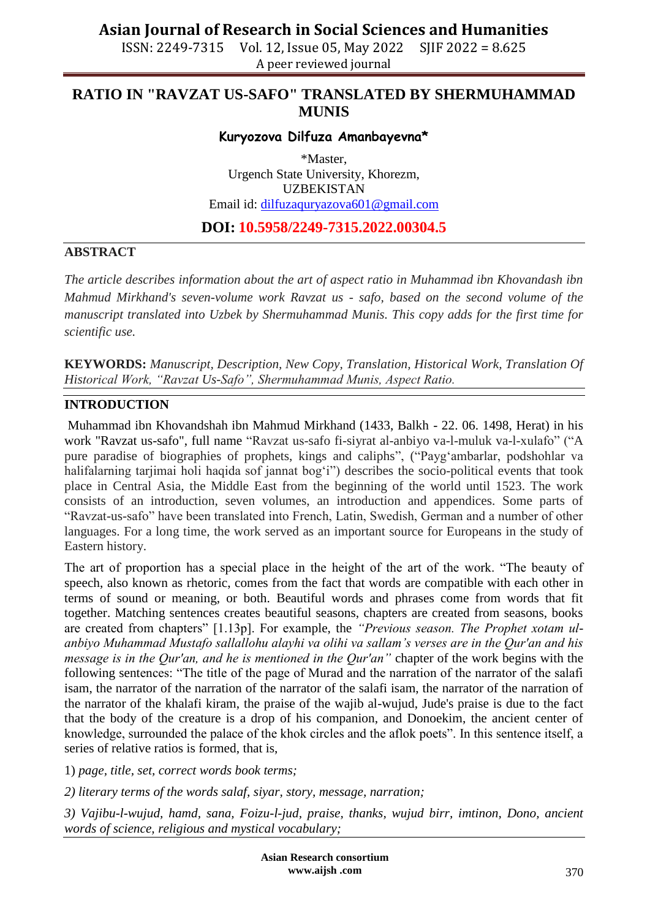# RATIO IN "RAVZAT US-SAFO" TRANSLATED BY SHERMUHAMMAD MUNIS

**Kuryozova Dilfuza Amanbayevna***

*Master,
Urgench State University, Khorezm,
UZBEKISTAN
Email id: dilfuzaquryazova601@gmail.com

**DOI: 10.5958/2249-7315.2022.00304.5**

## ABSTRACT

*The article describes information about the art of aspect ratio in Muhammad ibn Khovandash ibn Mahmud Mirkhand's seven-volume work Ravzat us - safo, based on the second volume of the manuscript translated into Uzbek by Shermuhammad Munis. This copy adds for the first time for scientific use.*

**KEYWORDS:** *Manuscript, Description, New Copy, Translation, Historical Work, Translation Of Historical Work, "Ravzat Us-Safo", Shermuhammad Munis, Aspect Ratio.*

## INTRODUCTION

Muhammad ibn Khovandshah ibn Mahmud Mirkhand (1433, Balkh - 22. 06. 1498, Herat) in his work "Ravzat us-safo", full name "Ravzat us-safo fi-siyrat al-anbiyo va-l-muluk va-l-xulafo" ("A pure paradise of biographies of prophets, kings and caliphs", ("Payg'ambarlar, podshohlar va halifalarning tarjimai holi haqida sof jannat bog'i") describes the socio-political events that took place in Central Asia, the Middle East from the beginning of the world until 1523. The work consists of an introduction, seven volumes, an introduction and appendices. Some parts of "Ravzat-us-safo" have been translated into French, Latin, Swedish, German and a number of other languages. For a long time, the work served as an important source for Europeans in the study of Eastern history.

The art of proportion has a special place in the height of the art of the work. "The beauty of speech, also known as rhetoric, comes from the fact that words are compatible with each other in terms of sound or meaning, or both. Beautiful words and phrases come from words that fit together. Matching sentences creates beautiful seasons, chapters are created from seasons, books are created from chapters" [1.13p]. For example, the *"Previous season. The Prophet xotam ul-anbiyo Muhammad Mustafo sallallohu alayhi va olihi va sallam's verses are in the Qur'an and his message is in the Qur'an, and he is mentioned in the Qur'an"* chapter of the work begins with the following sentences: "The title of the page of Murad and the narration of the narrator of the salafi isam, the narrator of the narration of the narrator of the salafi isam, the narrator of the narration of the narrator of the khalafi kiram, the praise of the wajib al-wujud, Jude's praise is due to the fact that the body of the creature is a drop of his companion, and Donoekim, the ancient center of knowledge, surrounded the palace of the khok circles and the aflok poets". In this sentence itself, a series of relative ratios is formed, that is,

1) *page, title, set, correct words book terms;*

*2) literary terms of the words salaf, siyar, story, message, narration;*

*3) Vajibu-l-wujud, hamd, sana, Foizu-l-jud, praise, thanks, wujud birr, imtinon, Dono, ancient words of science, religious and mystical vocabulary;*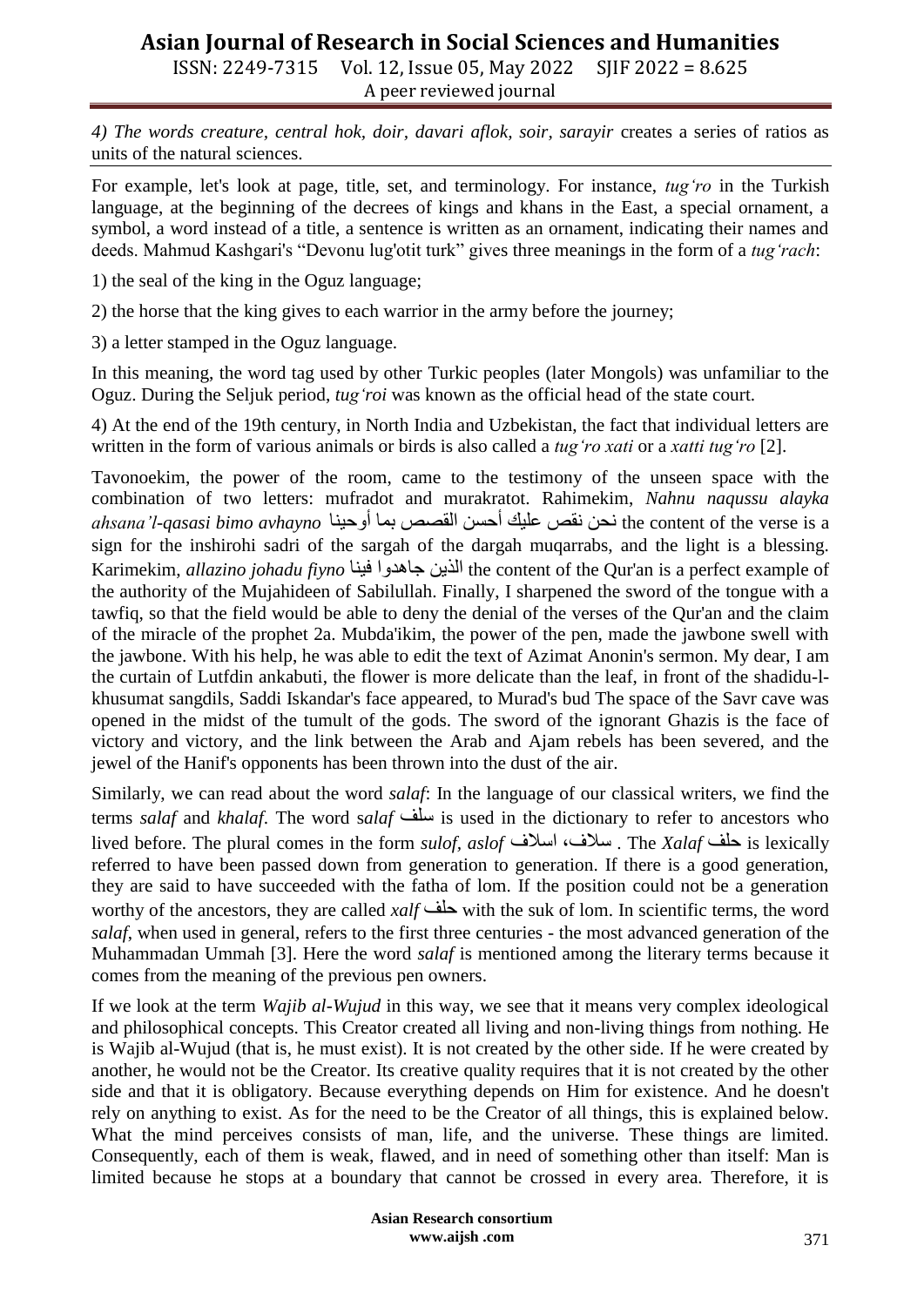*4) The words creature, central hok, doir, davari aflok, soir, sarayir* creates a series of ratios as units of the natural sciences.

For example, let's look at page, title, set, and terminology. For instance, *tug'ro* in the Turkish language, at the beginning of the decrees of kings and khans in the East, a special ornament, a symbol, a word instead of a title, a sentence is written as an ornament, indicating their names and deeds. Mahmud Kashgari's "Devonu lug'otit turk" gives three meanings in the form of a *tug'rach*:

1) the seal of the king in the Oguz language;

2) the horse that the king gives to each warrior in the army before the journey;

3) a letter stamped in the Oguz language.

In this meaning, the word tag used by other Turkic peoples (later Mongols) was unfamiliar to the Oguz. During the Seljuk period, *tug'roi* was known as the official head of the state court.

4) At the end of the 19th century, in North India and Uzbekistan, the fact that individual letters are written in the form of various animals or birds is also called a *tug'ro xati* or a *xatti tug'ro* [2].

Tavonoekim, the power of the room, came to the testimony of the unseen space with the combination of two letters: mufradot and murakratot. Rahimekim, *Nahnu naqussu alayka ahsana'l-qasasi bimo avhayno* نحن نقص عليك أحسن القصص بما أوحينا the content of the verse is a sign for the inshirohi sadri of the sargah of the dargah muqarrabs, and the light is a blessing. Karimekim, *allazino johadu fiyno* الذين جاهدوا فينا the content of the Qur'an is a perfect example of the authority of the Mujahideen of Sabilullah. Finally, I sharpened the sword of the tongue with a tawfiq, so that the field would be able to deny the denial of the verses of the Qur'an and the claim of the miracle of the prophet 2a. Mubda'ikim, the power of the pen, made the jawbone swell with the jawbone. With his help, he was able to edit the text of Azimat Anonin's sermon. My dear, I am the curtain of Lutfdin ankabuti, the flower is more delicate than the leaf, in front of the shadidu-l-khusumat sangdils, Saddi Iskandar's face appeared, to Murad's bud The space of the Savr cave was opened in the midst of the tumult of the gods. The sword of the ignorant Ghazis is the face of victory and victory, and the link between the Arab and Ajam rebels has been severed, and the jewel of the Hanif's opponents has been thrown into the dust of the air.

Similarly, we can read about the word *salaf*: In the language of our classical writers, we find the terms *salaf* and *khalaf*. The word s*alaf* سلف is used in the dictionary to refer to ancestors who lived before. The plural comes in the form *sulof, aslof* سلاف، اسلاف . The *Xalaf* حلف is lexically referred to have been passed down from generation to generation. If there is a good generation, they are said to have succeeded with the fatha of lom. If the position could not be a generation worthy of the ancestors, they are called *xalf* حلف with the suk of lom. In scientific terms, the word *salaf*, when used in general, refers to the first three centuries - the most advanced generation of the Muhammadan Ummah [3]. Here the word *salaf* is mentioned among the literary terms because it comes from the meaning of the previous pen owners.

If we look at the term *Wajib al-Wujud* in this way, we see that it means very complex ideological and philosophical concepts. This Creator created all living and non-living things from nothing. He is Wajib al-Wujud (that is, he must exist). It is not created by the other side. If he were created by another, he would not be the Creator. Its creative quality requires that it is not created by the other side and that it is obligatory. Because everything depends on Him for existence. And he doesn't rely on anything to exist. As for the need to be the Creator of all things, this is explained below. What the mind perceives consists of man, life, and the universe. These things are limited. Consequently, each of them is weak, flawed, and in need of something other than itself: Man is limited because he stops at a boundary that cannot be crossed in every area. Therefore, it is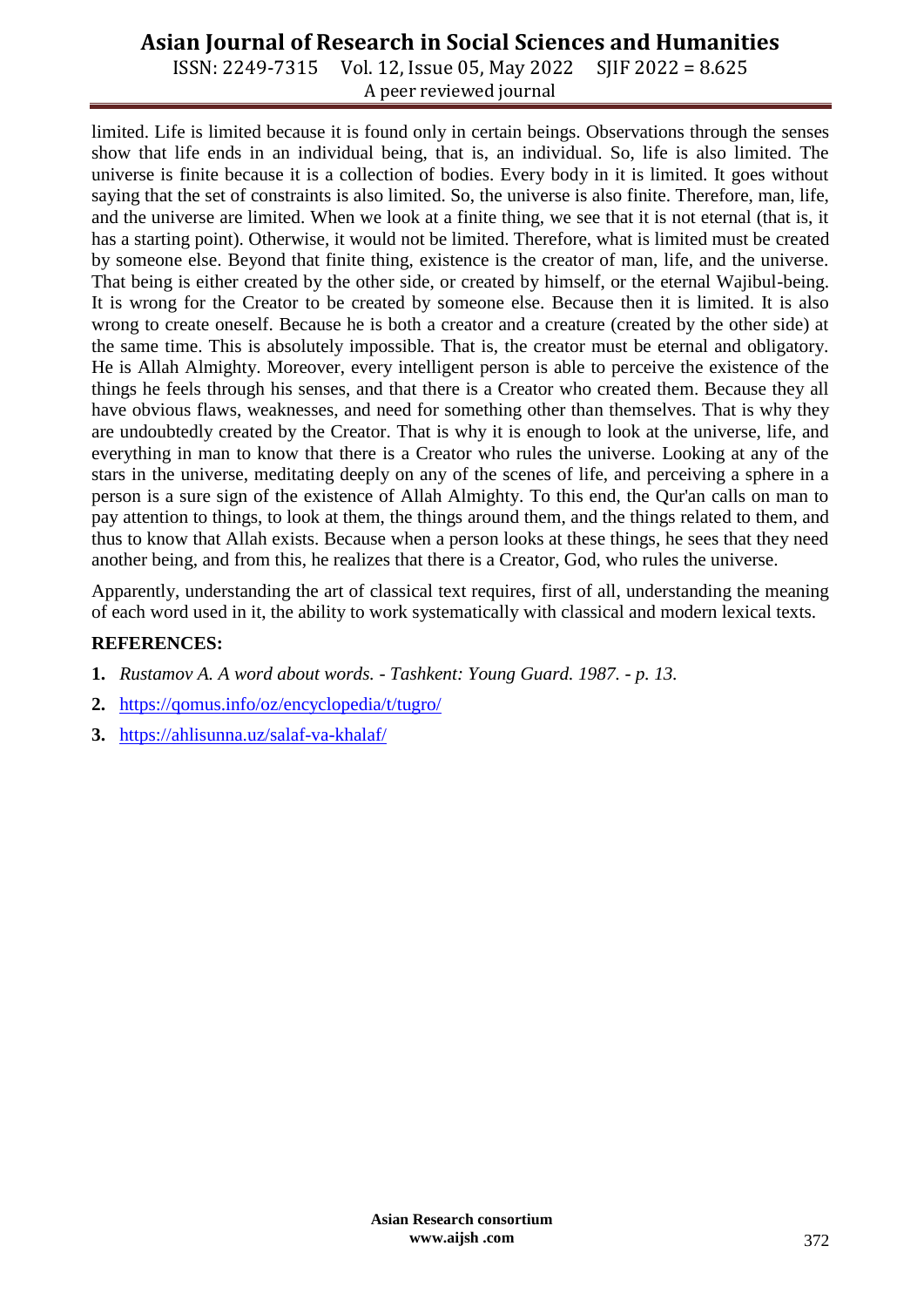limited. Life is limited because it is found only in certain beings. Observations through the senses show that life ends in an individual being, that is, an individual. So, life is also limited. The universe is finite because it is a collection of bodies. Every body in it is limited. It goes without saying that the set of constraints is also limited. So, the universe is also finite. Therefore, man, life, and the universe are limited. When we look at a finite thing, we see that it is not eternal (that is, it has a starting point). Otherwise, it would not be limited. Therefore, what is limited must be created by someone else. Beyond that finite thing, existence is the creator of man, life, and the universe. That being is either created by the other side, or created by himself, or the eternal Wajibul-being. It is wrong for the Creator to be created by someone else. Because then it is limited. It is also wrong to create oneself. Because he is both a creator and a creature (created by the other side) at the same time. This is absolutely impossible. That is, the creator must be eternal and obligatory. He is Allah Almighty. Moreover, every intelligent person is able to perceive the existence of the things he feels through his senses, and that there is a Creator who created them. Because they all have obvious flaws, weaknesses, and need for something other than themselves. That is why they are undoubtedly created by the Creator. That is why it is enough to look at the universe, life, and everything in man to know that there is a Creator who rules the universe. Looking at any of the stars in the universe, meditating deeply on any of the scenes of life, and perceiving a sphere in a person is a sure sign of the existence of Allah Almighty. To this end, the Qur'an calls on man to pay attention to things, to look at them, the things around them, and the things related to them, and thus to know that Allah exists. Because when a person looks at these things, he sees that they need another being, and from this, he realizes that there is a Creator, God, who rules the universe.

Apparently, understanding the art of classical text requires, first of all, understanding the meaning of each word used in it, the ability to work systematically with classical and modern lexical texts.

**REFERENCES:**

1. *Rustamov A. A word about words. - Tashkent: Young Guard. 1987. - p. 13.*
2. https://qomus.info/oz/encyclopedia/t/tugro/
3. https://ahlisunna.uz/salaf-va-khalaf/